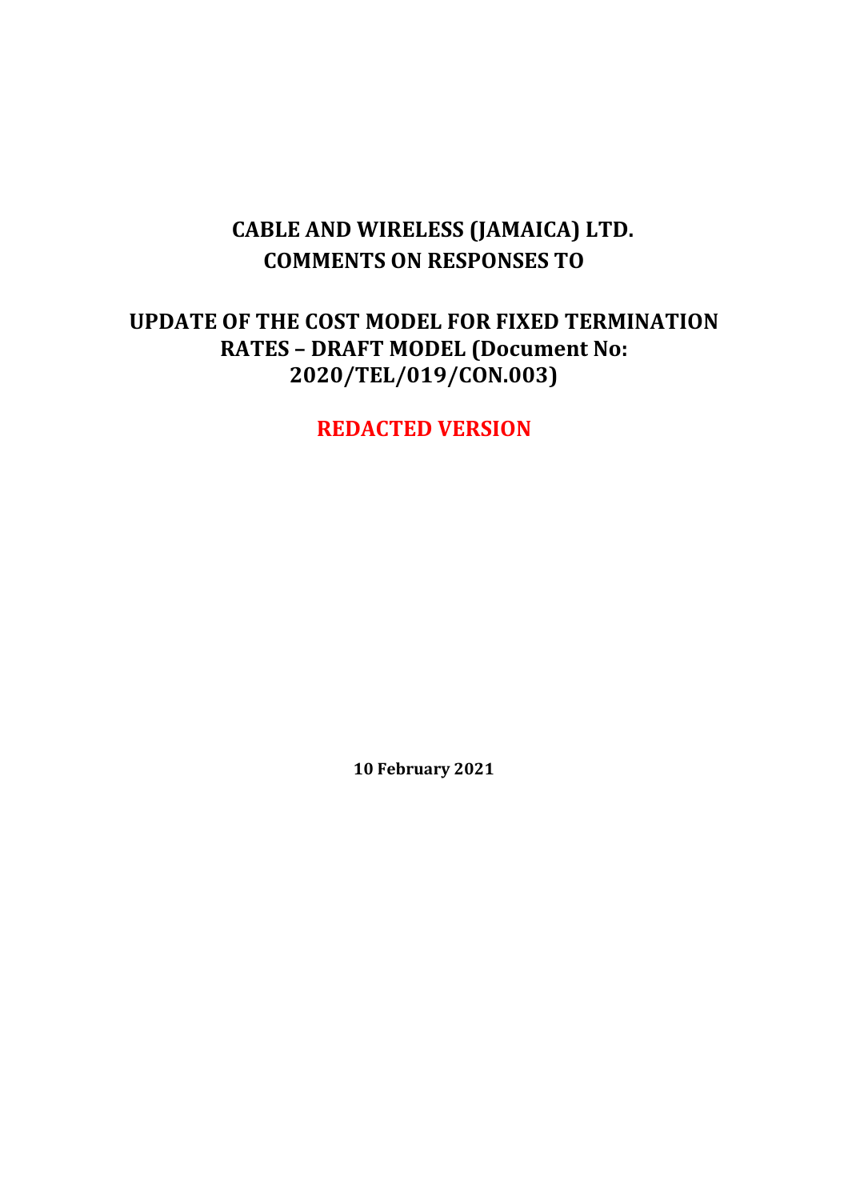# CABLE AND WIRELESS (JAMAICA) LTD. COMMENTS ON RESPONSES TO

# UPDATE OF THE COST MODEL FOR FIXED TERMINATION RATES – DRAFT MODEL (Document No: 2020/TEL/019/CON.003)

**REDACTED VERSION**

**10 February 2021**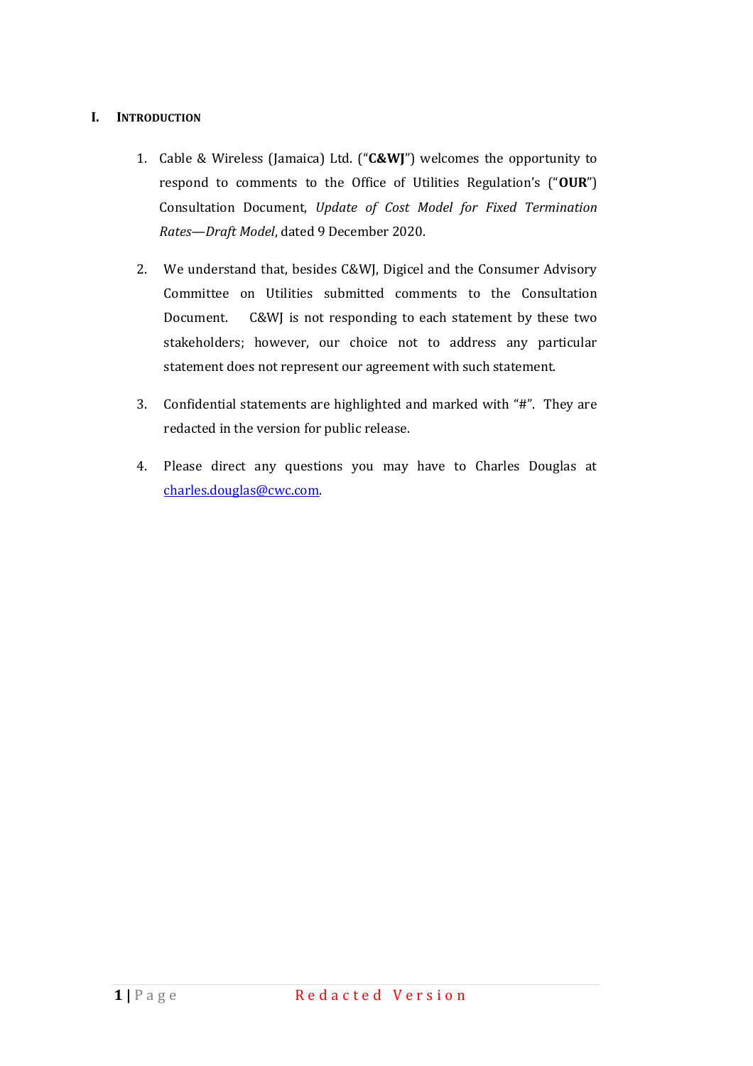## I. INTRODUCTION

1. Cable & Wireless (Jamaica) Ltd. ("**C&WJ**") welcomes the opportunity to respond to comments to the Office of Utilities Regulation's ("**OUR**") Consultation Document, *Update of Cost Model for Fixed Termination Rates—Draft Model*, dated 9 December 2020.

2. We understand that, besides C&WJ, Digicel and the Consumer Advisory Committee on Utilities submitted comments to the Consultation Document. C&WJ is not responding to each statement by these two stakeholders; however, our choice not to address any particular statement does not represent our agreement with such statement.

3. Confidential statements are highlighted and marked with "#". They are redacted in the version for public release.

4. Please direct any questions you may have to Charles Douglas at charles.douglas@cwc.com.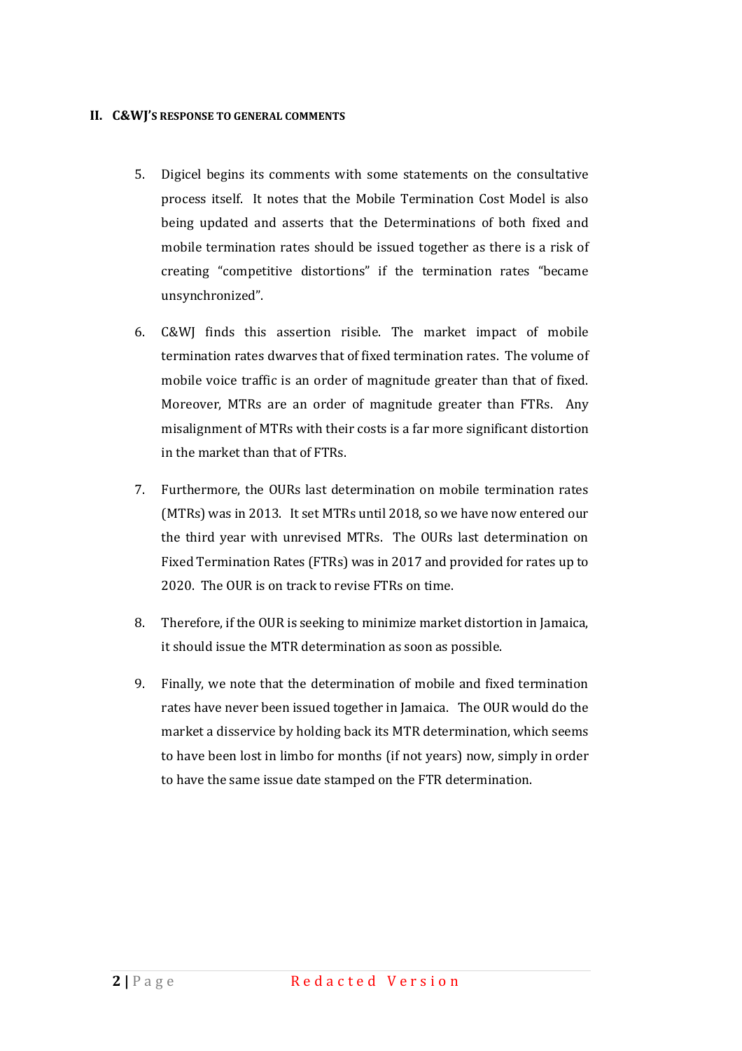## II. C&WJ'S RESPONSE TO GENERAL COMMENTS

5. Digicel begins its comments with some statements on the consultative process itself. It notes that the Mobile Termination Cost Model is also being updated and asserts that the Determinations of both fixed and mobile termination rates should be issued together as there is a risk of creating "competitive distortions" if the termination rates "became unsynchronized".

6. C&WJ finds this assertion risible. The market impact of mobile termination rates dwarves that of fixed termination rates. The volume of mobile voice traffic is an order of magnitude greater than that of fixed. Moreover, MTRs are an order of magnitude greater than FTRs. Any misalignment of MTRs with their costs is a far more significant distortion in the market than that of FTRs.

7. Furthermore, the OURs last determination on mobile termination rates (MTRs) was in 2013. It set MTRs until 2018, so we have now entered our the third year with unrevised MTRs. The OURs last determination on Fixed Termination Rates (FTRs) was in 2017 and provided for rates up to 2020. The OUR is on track to revise FTRs on time.

8. Therefore, if the OUR is seeking to minimize market distortion in Jamaica, it should issue the MTR determination as soon as possible.

9. Finally, we note that the determination of mobile and fixed termination rates have never been issued together in Jamaica. The OUR would do the market a disservice by holding back its MTR determination, which seems to have been lost in limbo for months (if not years) now, simply in order to have the same issue date stamped on the FTR determination.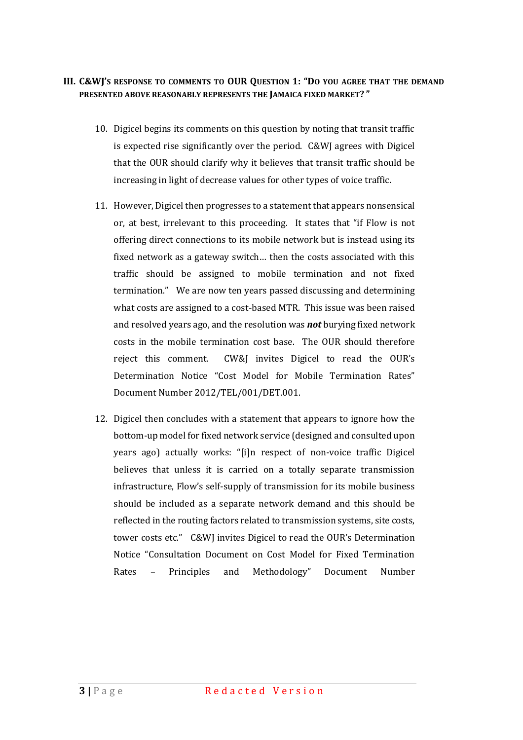## III. C&WJ's RESPONSE TO COMMENTS TO OUR QUESTION 1: "DO YOU AGREE THAT THE DEMAND PRESENTED ABOVE REASONABLY REPRESENTS THE JAMAICA FIXED MARKET? "

10. Digicel begins its comments on this question by noting that transit traffic is expected rise significantly over the period. C&WJ agrees with Digicel that the OUR should clarify why it believes that transit traffic should be increasing in light of decrease values for other types of voice traffic.

11. However, Digicel then progresses to a statement that appears nonsensical or, at best, irrelevant to this proceeding. It states that "if Flow is not offering direct connections to its mobile network but is instead using its fixed network as a gateway switch… then the costs associated with this traffic should be assigned to mobile termination and not fixed termination." We are now ten years passed discussing and determining what costs are assigned to a cost-based MTR. This issue was been raised and resolved years ago, and the resolution was ***not*** burying fixed network costs in the mobile termination cost base. The OUR should therefore reject this comment. CW&J invites Digicel to read the OUR's Determination Notice "Cost Model for Mobile Termination Rates" Document Number 2012/TEL/001/DET.001.

12. Digicel then concludes with a statement that appears to ignore how the bottom-up model for fixed network service (designed and consulted upon years ago) actually works: "[i]n respect of non-voice traffic Digicel believes that unless it is carried on a totally separate transmission infrastructure, Flow's self-supply of transmission for its mobile business should be included as a separate network demand and this should be reflected in the routing factors related to transmission systems, site costs, tower costs etc." C&WJ invites Digicel to read the OUR's Determination Notice "Consultation Document on Cost Model for Fixed Termination Rates – Principles and Methodology" Document Number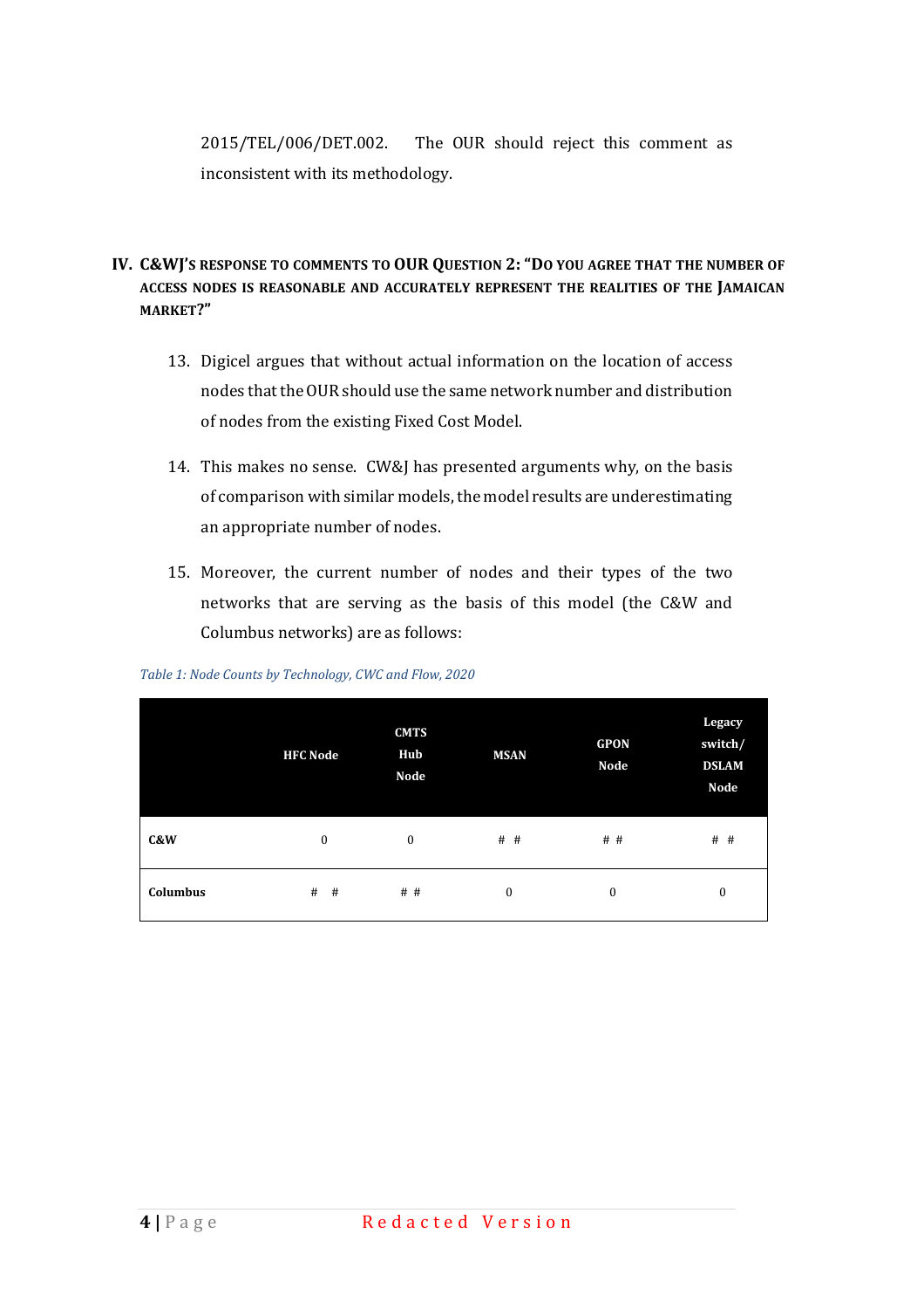2015/TEL/006/DET.002. The OUR should reject this comment as inconsistent with its methodology.

## IV. C&WJ'S RESPONSE TO COMMENTS TO OUR QUESTION 2: "DO YOU AGREE THAT THE NUMBER OF ACCESS NODES IS REASONABLE AND ACCURATELY REPRESENT THE REALITIES OF THE JAMAICAN MARKET?"

13. Digicel argues that without actual information on the location of access nodes that the OUR should use the same network number and distribution of nodes from the existing Fixed Cost Model.

14. This makes no sense. CW&J has presented arguments why, on the basis of comparison with similar models, the model results are underestimating an appropriate number of nodes.

15. Moreover, the current number of nodes and their types of the two networks that are serving as the basis of this model (the C&W and Columbus networks) are as follows:

*Table 1: Node Counts by Technology, CWC and Flow, 2020*

| | HFC Node | CMTS Hub Node | MSAN | GPON Node | Legacy switch/ DSLAM Node |
|---|---|---|---|---|---|
| **C&W** | 0 | 0 | # # | # # | # # |
| **Columbus** | # # | # # | 0 | 0 | 0 |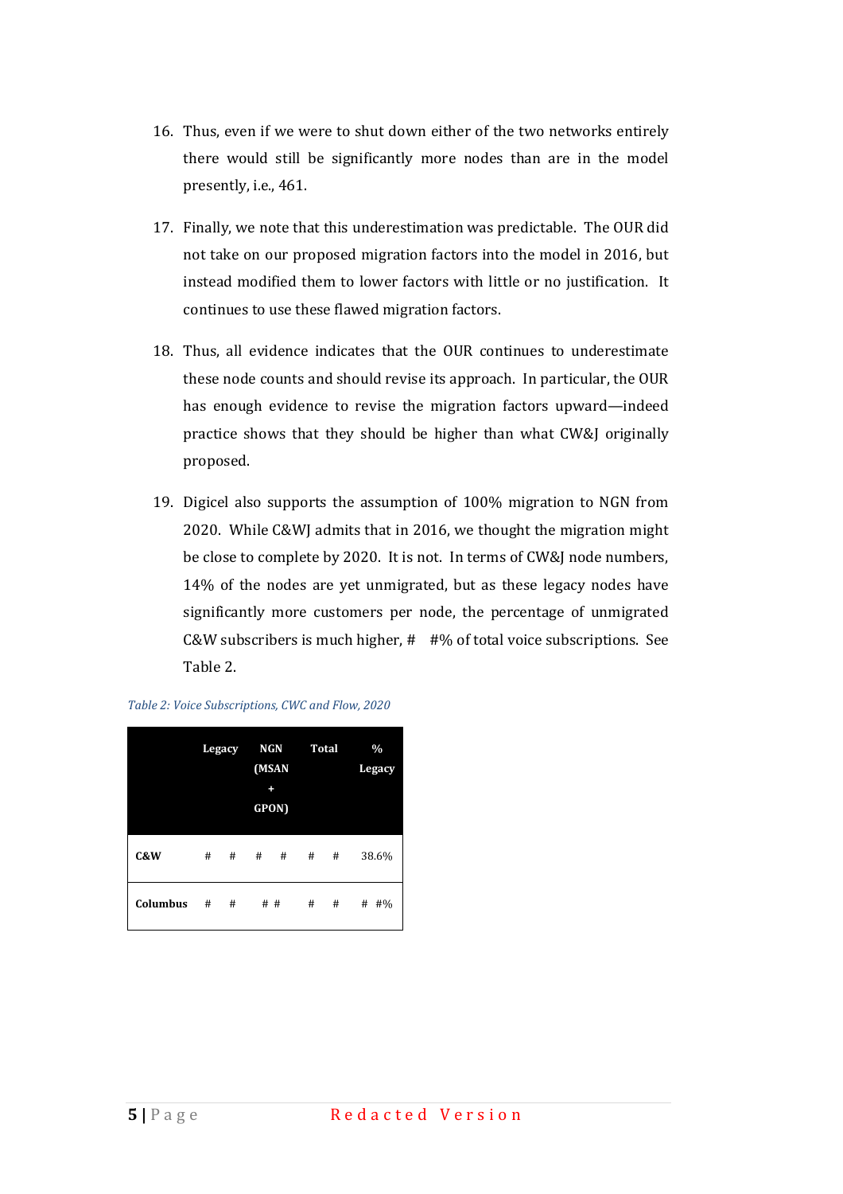16. Thus, even if we were to shut down either of the two networks entirely there would still be significantly more nodes than are in the model presently, i.e., 461.

17. Finally, we note that this underestimation was predictable. The OUR did not take on our proposed migration factors into the model in 2016, but instead modified them to lower factors with little or no justification. It continues to use these flawed migration factors.

18. Thus, all evidence indicates that the OUR continues to underestimate these node counts and should revise its approach. In particular, the OUR has enough evidence to revise the migration factors upward—indeed practice shows that they should be higher than what CW&J originally proposed.

19. Digicel also supports the assumption of 100% migration to NGN from 2020. While C&WJ admits that in 2016, we thought the migration might be close to complete by 2020. It is not. In terms of CW&J node numbers, 14% of the nodes are yet unmigrated, but as these legacy nodes have significantly more customers per node, the percentage of unmigrated C&W subscribers is much higher, # #% of total voice subscriptions. See Table 2.

*Table 2: Voice Subscriptions, CWC and Flow, 2020*

| | Legacy | NGN (MSAN + GPON) | Total | % Legacy |
|---|---|---|---|---|
| **C&W** | # # | # # | # # | 38.6% |
| **Columbus** | # # | # # | # # | # #% |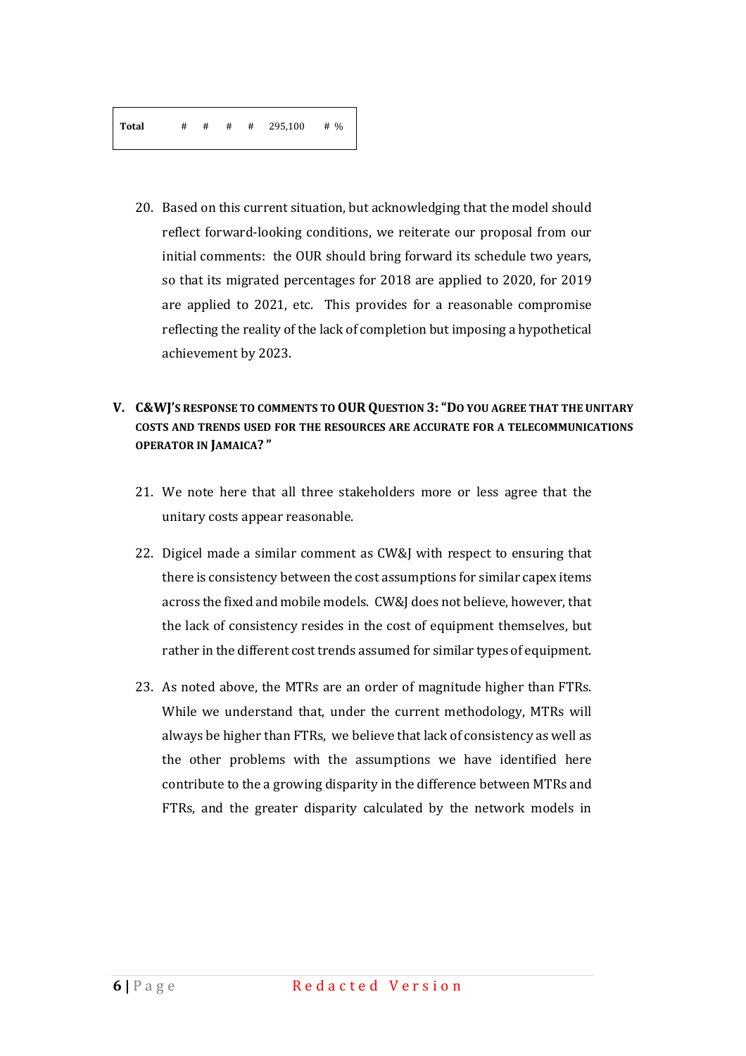| Total | # | # | # | # | 295,100 | # % |
|---|---|---|---|---|---|---|

20. Based on this current situation, but acknowledging that the model should reflect forward-looking conditions, we reiterate our proposal from our initial comments: the OUR should bring forward its schedule two years, so that its migrated percentages for 2018 are applied to 2020, for 2019 are applied to 2021, etc. This provides for a reasonable compromise reflecting the reality of the lack of completion but imposing a hypothetical achievement by 2023.

## V. C&WJ'S RESPONSE TO COMMENTS TO OUR QUESTION 3: "DO YOU AGREE THAT THE UNITARY COSTS AND TRENDS USED FOR THE RESOURCES ARE ACCURATE FOR A TELECOMMUNICATIONS OPERATOR IN JAMAICA? "

21. We note here that all three stakeholders more or less agree that the unitary costs appear reasonable.

22. Digicel made a similar comment as CW&J with respect to ensuring that there is consistency between the cost assumptions for similar capex items across the fixed and mobile models. CW&J does not believe, however, that the lack of consistency resides in the cost of equipment themselves, but rather in the different cost trends assumed for similar types of equipment.

23. As noted above, the MTRs are an order of magnitude higher than FTRs. While we understand that, under the current methodology, MTRs will always be higher than FTRs, we believe that lack of consistency as well as the other problems with the assumptions we have identified here contribute to the a growing disparity in the difference between MTRs and FTRs, and the greater disparity calculated by the network models in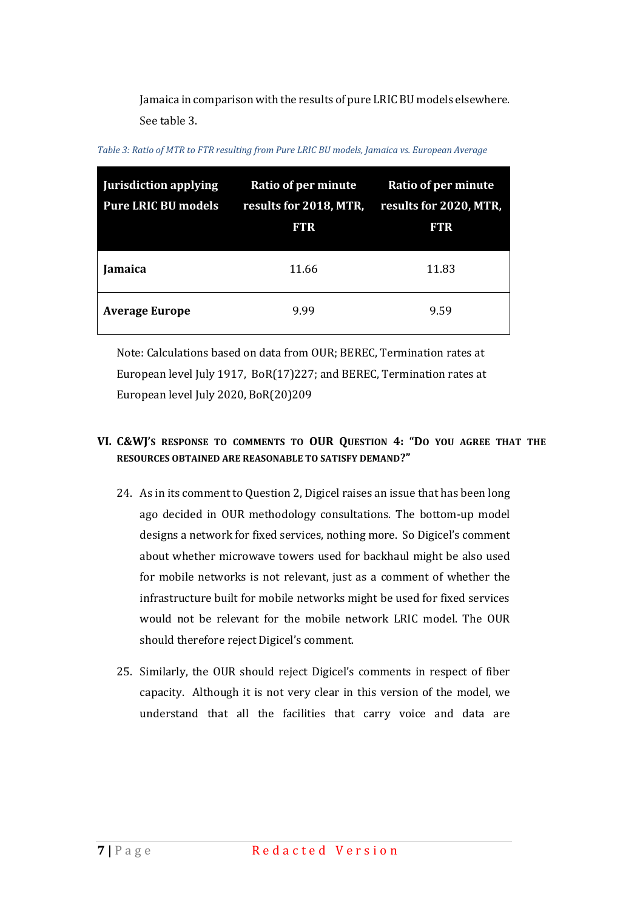Jamaica in comparison with the results of pure LRIC BU models elsewhere. See table 3.

*Table 3: Ratio of MTR to FTR resulting from Pure LRIC BU models, Jamaica vs. European Average*

| Jurisdiction applying Pure LRIC BU models | Ratio of per minute results for 2018, MTR, FTR | Ratio of per minute results for 2020, MTR, FTR |
|---|---|---|
| **Jamaica** | 11.66 | 11.83 |
| **Average Europe** | 9.99 | 9.59 |

Note: Calculations based on data from OUR; BEREC, Termination rates at European level July 1917, BoR(17)227; and BEREC, Termination rates at European level July 2020, BoR(20)209

## VI. C&WJ'S RESPONSE TO COMMENTS TO OUR QUESTION 4: "DO YOU AGREE THAT THE RESOURCES OBTAINED ARE REASONABLE TO SATISFY DEMAND?"

24. As in its comment to Question 2, Digicel raises an issue that has been long ago decided in OUR methodology consultations. The bottom-up model designs a network for fixed services, nothing more. So Digicel's comment about whether microwave towers used for backhaul might be also used for mobile networks is not relevant, just as a comment of whether the infrastructure built for mobile networks might be used for fixed services would not be relevant for the mobile network LRIC model. The OUR should therefore reject Digicel's comment.

25. Similarly, the OUR should reject Digicel's comments in respect of fiber capacity. Although it is not very clear in this version of the model, we understand that all the facilities that carry voice and data are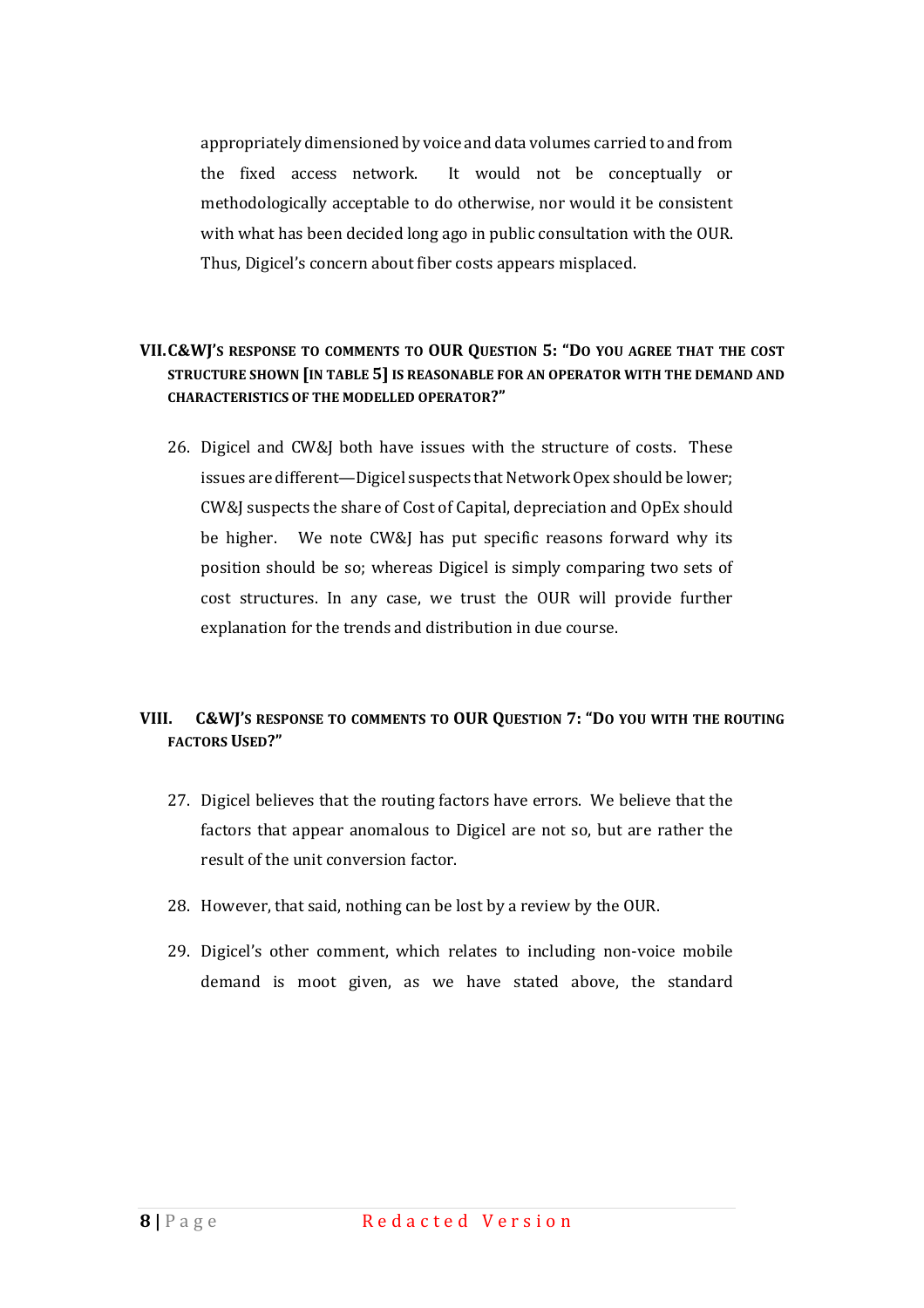appropriately dimensioned by voice and data volumes carried to and from the fixed access network. It would not be conceptually or methodologically acceptable to do otherwise, nor would it be consistent with what has been decided long ago in public consultation with the OUR. Thus, Digicel's concern about fiber costs appears misplaced.

## VII. C&WJ'S RESPONSE TO COMMENTS TO OUR QUESTION 5: "DO YOU AGREE THAT THE COST STRUCTURE SHOWN [IN TABLE 5] IS REASONABLE FOR AN OPERATOR WITH THE DEMAND AND CHARACTERISTICS OF THE MODELLED OPERATOR?"

26. Digicel and CW&J both have issues with the structure of costs. These issues are different—Digicel suspects that Network Opex should be lower; CW&J suspects the share of Cost of Capital, depreciation and OpEx should be higher. We note CW&J has put specific reasons forward why its position should be so; whereas Digicel is simply comparing two sets of cost structures. In any case, we trust the OUR will provide further explanation for the trends and distribution in due course.

## VIII. C&WJ'S RESPONSE TO COMMENTS TO OUR QUESTION 7: "DO YOU WITH THE ROUTING FACTORS USED?"

27. Digicel believes that the routing factors have errors. We believe that the factors that appear anomalous to Digicel are not so, but are rather the result of the unit conversion factor.

28. However, that said, nothing can be lost by a review by the OUR.

29. Digicel's other comment, which relates to including non-voice mobile demand is moot given, as we have stated above, the standard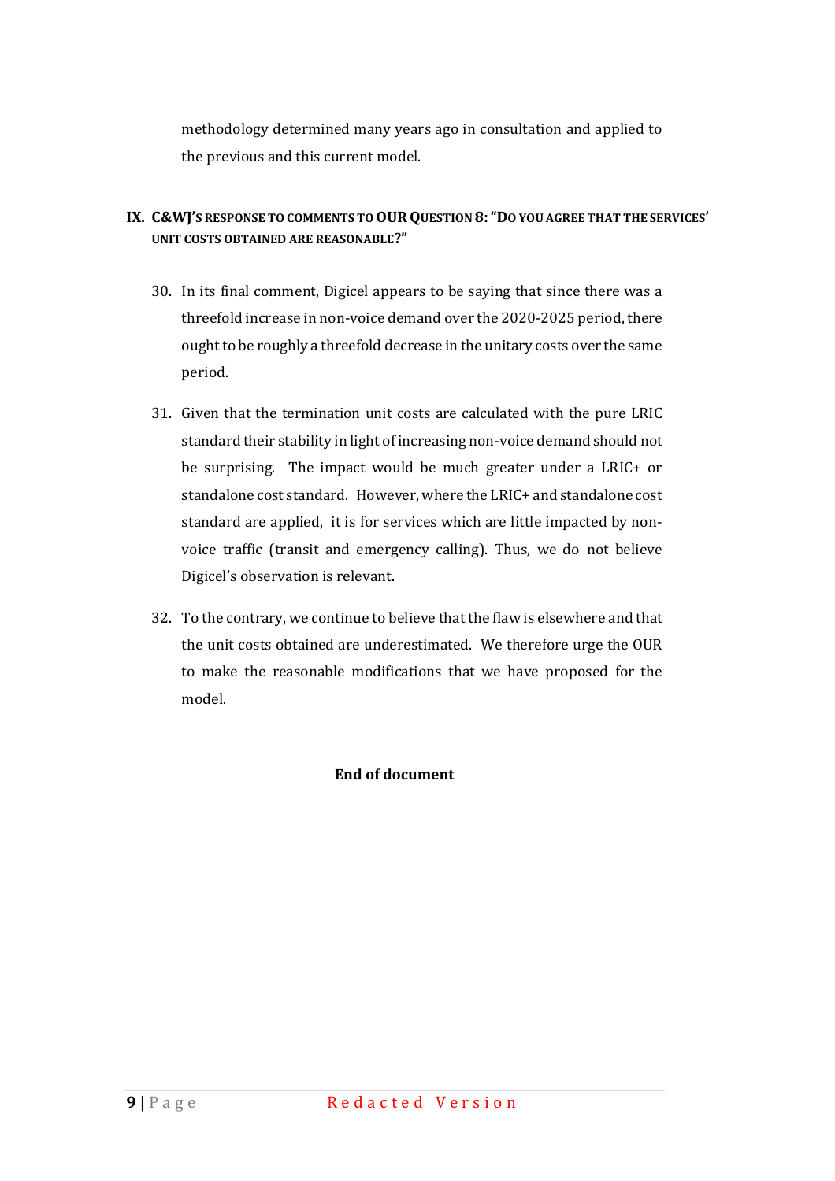methodology determined many years ago in consultation and applied to the previous and this current model.

## IX. C&WJ'S RESPONSE TO COMMENTS TO OUR QUESTION 8: "DO YOU AGREE THAT THE SERVICES' UNIT COSTS OBTAINED ARE REASONABLE?"

30. In its final comment, Digicel appears to be saying that since there was a threefold increase in non-voice demand over the 2020-2025 period, there ought to be roughly a threefold decrease in the unitary costs over the same period.

31. Given that the termination unit costs are calculated with the pure LRIC standard their stability in light of increasing non-voice demand should not be surprising. The impact would be much greater under a LRIC+ or standalone cost standard. However, where the LRIC+ and standalone cost standard are applied, it is for services which are little impacted by non-voice traffic (transit and emergency calling). Thus, we do not believe Digicel's observation is relevant.

32. To the contrary, we continue to believe that the flaw is elsewhere and that the unit costs obtained are underestimated. We therefore urge the OUR to make the reasonable modifications that we have proposed for the model.

**End of document**